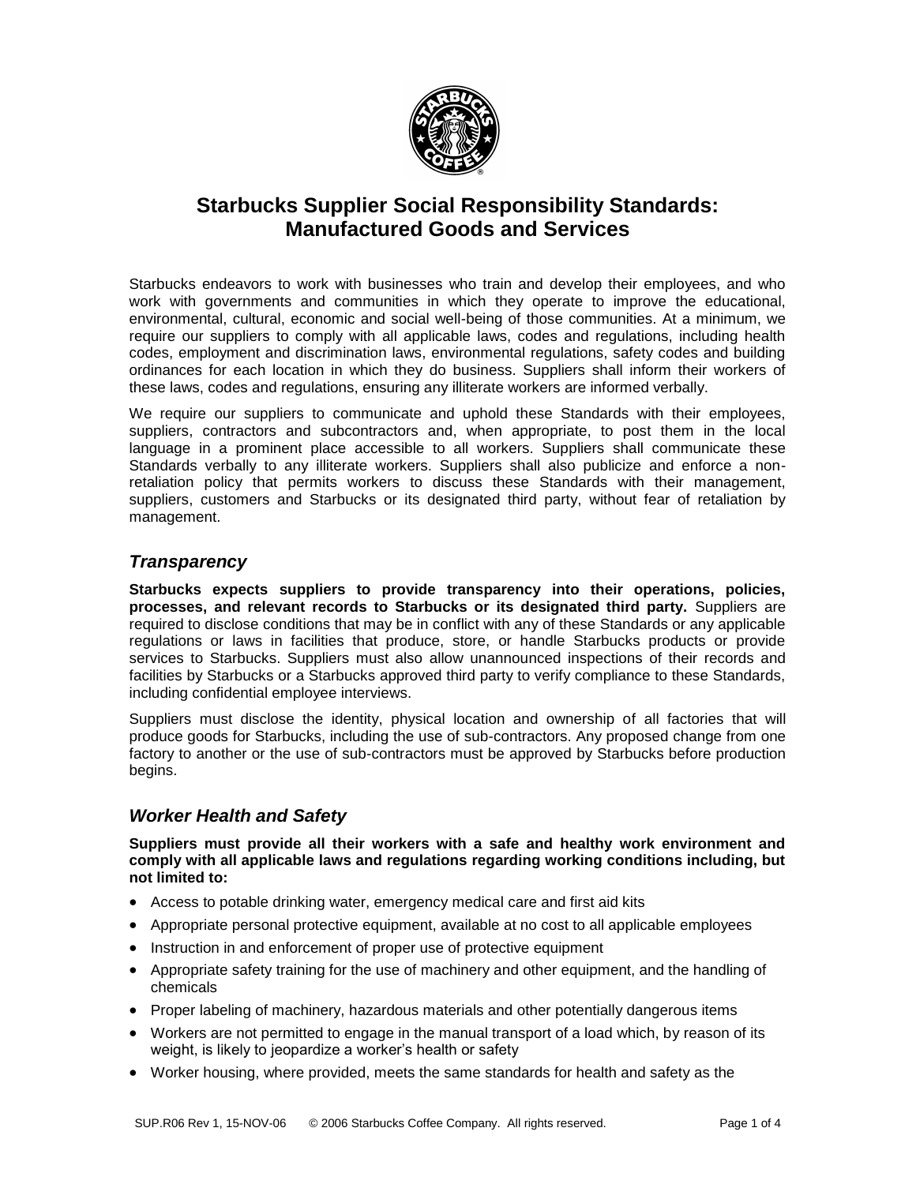# Starbucks Supplier Social Responsibility Standards: Manufactured Goods and Services

Starbucks endeavors to work with businesses who train and develop their employees, and who work with governments and communities in which they operate to improve the educational, environmental, cultural, economic and social well-being of those communities. At a minimum, we require our suppliers to comply with all applicable laws, codes and regulations, including health codes, employment and discrimination laws, environmental regulations, safety codes and building ordinances for each location in which they do business. Suppliers shall inform their workers of these laws, codes and regulations, ensuring any illiterate workers are informed verbally.

We require our suppliers to communicate and uphold these Standards with their employees, suppliers, contractors and subcontractors and, when appropriate, to post them in the local language in a prominent place accessible to all workers. Suppliers shall communicate these Standards verbally to any illiterate workers. Suppliers shall also publicize and enforce a non-retaliation policy that permits workers to discuss these Standards with their management, suppliers, customers and Starbucks or its designated third party, without fear of retaliation by management.

## *Transparency*

**Starbucks expects suppliers to provide transparency into their operations, policies, processes, and relevant records to Starbucks or its designated third party.** Suppliers are required to disclose conditions that may be in conflict with any of these Standards or any applicable regulations or laws in facilities that produce, store, or handle Starbucks products or provide services to Starbucks. Suppliers must also allow unannounced inspections of their records and facilities by Starbucks or a Starbucks approved third party to verify compliance to these Standards, including confidential employee interviews.

Suppliers must disclose the identity, physical location and ownership of all factories that will produce goods for Starbucks, including the use of sub-contractors. Any proposed change from one factory to another or the use of sub-contractors must be approved by Starbucks before production begins.

## *Worker Health and Safety*

**Suppliers must provide all their workers with a safe and healthy work environment and comply with all applicable laws and regulations regarding working conditions including, but not limited to:**

- Access to potable drinking water, emergency medical care and first aid kits
- Appropriate personal protective equipment, available at no cost to all applicable employees
- Instruction in and enforcement of proper use of protective equipment
- Appropriate safety training for the use of machinery and other equipment, and the handling of chemicals
- Proper labeling of machinery, hazardous materials and other potentially dangerous items
- Workers are not permitted to engage in the manual transport of a load which, by reason of its weight, is likely to jeopardize a worker's health or safety
- Worker housing, where provided, meets the same standards for health and safety as the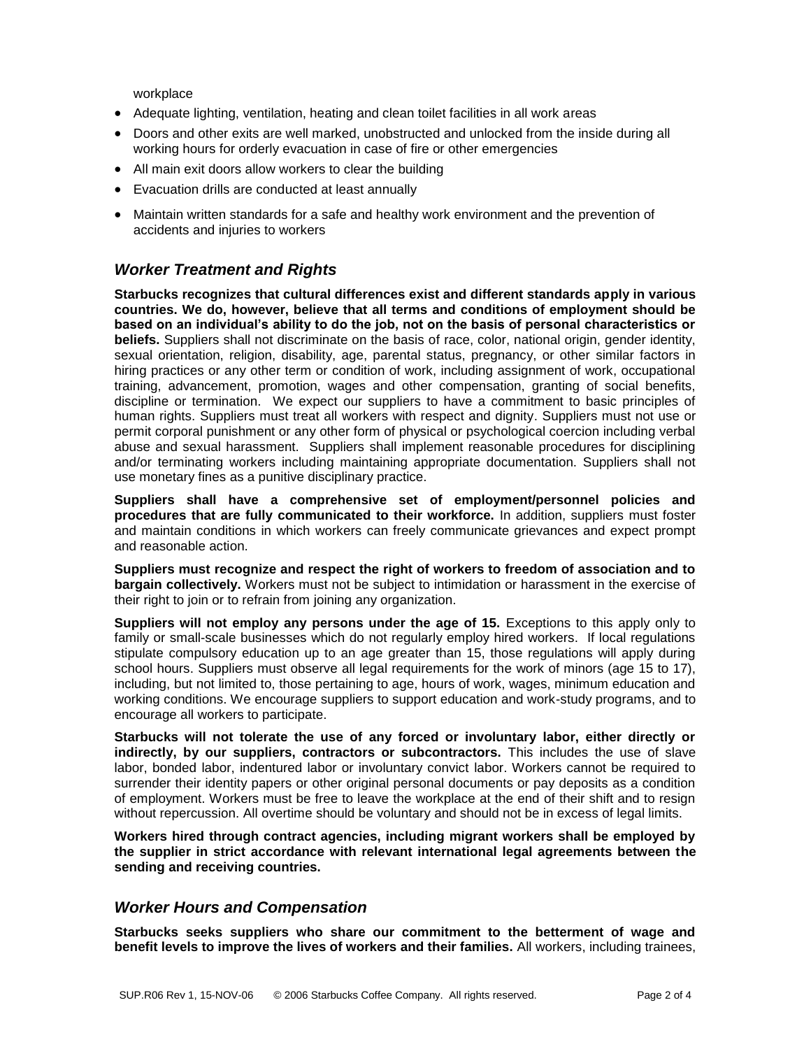workplace

- Adequate lighting, ventilation, heating and clean toilet facilities in all work areas
- Doors and other exits are well marked, unobstructed and unlocked from the inside during all working hours for orderly evacuation in case of fire or other emergencies
- All main exit doors allow workers to clear the building
- Evacuation drills are conducted at least annually
- Maintain written standards for a safe and healthy work environment and the prevention of accidents and injuries to workers

## *Worker Treatment and Rights*

**Starbucks recognizes that cultural differences exist and different standards apply in various countries. We do, however, believe that all terms and conditions of employment should be based on an individual's ability to do the job, not on the basis of personal characteristics or beliefs.** Suppliers shall not discriminate on the basis of race, color, national origin, gender identity, sexual orientation, religion, disability, age, parental status, pregnancy, or other similar factors in hiring practices or any other term or condition of work, including assignment of work, occupational training, advancement, promotion, wages and other compensation, granting of social benefits, discipline or termination. We expect our suppliers to have a commitment to basic principles of human rights. Suppliers must treat all workers with respect and dignity. Suppliers must not use or permit corporal punishment or any other form of physical or psychological coercion including verbal abuse and sexual harassment. Suppliers shall implement reasonable procedures for disciplining and/or terminating workers including maintaining appropriate documentation. Suppliers shall not use monetary fines as a punitive disciplinary practice.

**Suppliers shall have a comprehensive set of employment/personnel policies and procedures that are fully communicated to their workforce.** In addition, suppliers must foster and maintain conditions in which workers can freely communicate grievances and expect prompt and reasonable action.

**Suppliers must recognize and respect the right of workers to freedom of association and to bargain collectively.** Workers must not be subject to intimidation or harassment in the exercise of their right to join or to refrain from joining any organization.

**Suppliers will not employ any persons under the age of 15.** Exceptions to this apply only to family or small-scale businesses which do not regularly employ hired workers. If local regulations stipulate compulsory education up to an age greater than 15, those regulations will apply during school hours. Suppliers must observe all legal requirements for the work of minors (age 15 to 17), including, but not limited to, those pertaining to age, hours of work, wages, minimum education and working conditions. We encourage suppliers to support education and work-study programs, and to encourage all workers to participate.

**Starbucks will not tolerate the use of any forced or involuntary labor, either directly or indirectly, by our suppliers, contractors or subcontractors.** This includes the use of slave labor, bonded labor, indentured labor or involuntary convict labor. Workers cannot be required to surrender their identity papers or other original personal documents or pay deposits as a condition of employment. Workers must be free to leave the workplace at the end of their shift and to resign without repercussion. All overtime should be voluntary and should not be in excess of legal limits.

**Workers hired through contract agencies, including migrant workers shall be employed by the supplier in strict accordance with relevant international legal agreements between the sending and receiving countries.**

## *Worker Hours and Compensation*

**Starbucks seeks suppliers who share our commitment to the betterment of wage and benefit levels to improve the lives of workers and their families.** All workers, including trainees,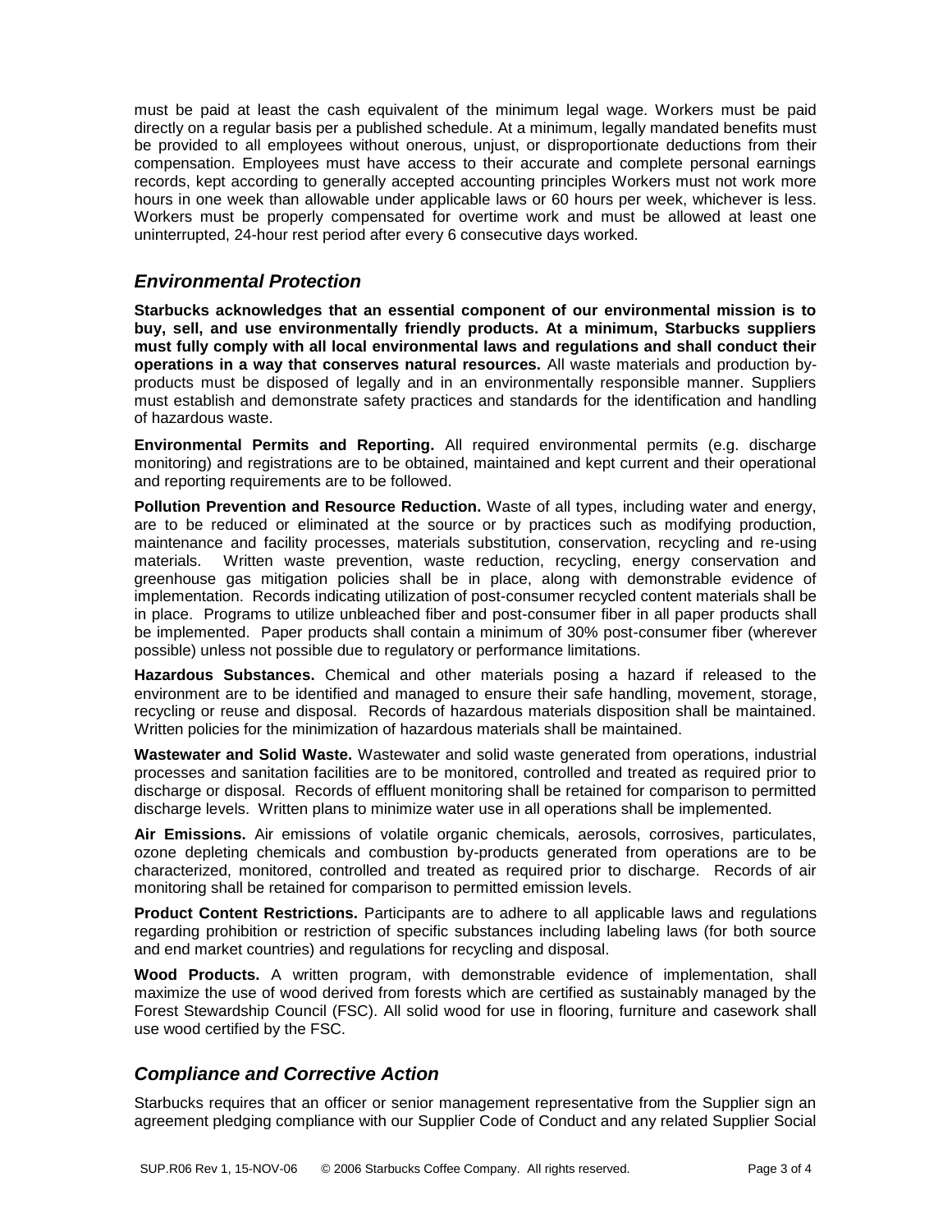must be paid at least the cash equivalent of the minimum legal wage. Workers must be paid directly on a regular basis per a published schedule. At a minimum, legally mandated benefits must be provided to all employees without onerous, unjust, or disproportionate deductions from their compensation. Employees must have access to their accurate and complete personal earnings records, kept according to generally accepted accounting principles Workers must not work more hours in one week than allowable under applicable laws or 60 hours per week, whichever is less. Workers must be properly compensated for overtime work and must be allowed at least one uninterrupted, 24-hour rest period after every 6 consecutive days worked.

## *Environmental Protection*

**Starbucks acknowledges that an essential component of our environmental mission is to buy, sell, and use environmentally friendly products. At a minimum, Starbucks suppliers must fully comply with all local environmental laws and regulations and shall conduct their operations in a way that conserves natural resources.** All waste materials and production by-products must be disposed of legally and in an environmentally responsible manner. Suppliers must establish and demonstrate safety practices and standards for the identification and handling of hazardous waste.

**Environmental Permits and Reporting.** All required environmental permits (e.g. discharge monitoring) and registrations are to be obtained, maintained and kept current and their operational and reporting requirements are to be followed.

**Pollution Prevention and Resource Reduction.** Waste of all types, including water and energy, are to be reduced or eliminated at the source or by practices such as modifying production, maintenance and facility processes, materials substitution, conservation, recycling and re-using materials. Written waste prevention, waste reduction, recycling, energy conservation and greenhouse gas mitigation policies shall be in place, along with demonstrable evidence of implementation. Records indicating utilization of post-consumer recycled content materials shall be in place. Programs to utilize unbleached fiber and post-consumer fiber in all paper products shall be implemented. Paper products shall contain a minimum of 30% post-consumer fiber (wherever possible) unless not possible due to regulatory or performance limitations.

**Hazardous Substances.** Chemical and other materials posing a hazard if released to the environment are to be identified and managed to ensure their safe handling, movement, storage, recycling or reuse and disposal. Records of hazardous materials disposition shall be maintained. Written policies for the minimization of hazardous materials shall be maintained.

**Wastewater and Solid Waste.** Wastewater and solid waste generated from operations, industrial processes and sanitation facilities are to be monitored, controlled and treated as required prior to discharge or disposal. Records of effluent monitoring shall be retained for comparison to permitted discharge levels. Written plans to minimize water use in all operations shall be implemented.

**Air Emissions.** Air emissions of volatile organic chemicals, aerosols, corrosives, particulates, ozone depleting chemicals and combustion by-products generated from operations are to be characterized, monitored, controlled and treated as required prior to discharge. Records of air monitoring shall be retained for comparison to permitted emission levels.

**Product Content Restrictions.** Participants are to adhere to all applicable laws and regulations regarding prohibition or restriction of specific substances including labeling laws (for both source and end market countries) and regulations for recycling and disposal.

**Wood Products.** A written program, with demonstrable evidence of implementation, shall maximize the use of wood derived from forests which are certified as sustainably managed by the Forest Stewardship Council (FSC). All solid wood for use in flooring, furniture and casework shall use wood certified by the FSC.

## *Compliance and Corrective Action*

Starbucks requires that an officer or senior management representative from the Supplier sign an agreement pledging compliance with our Supplier Code of Conduct and any related Supplier Social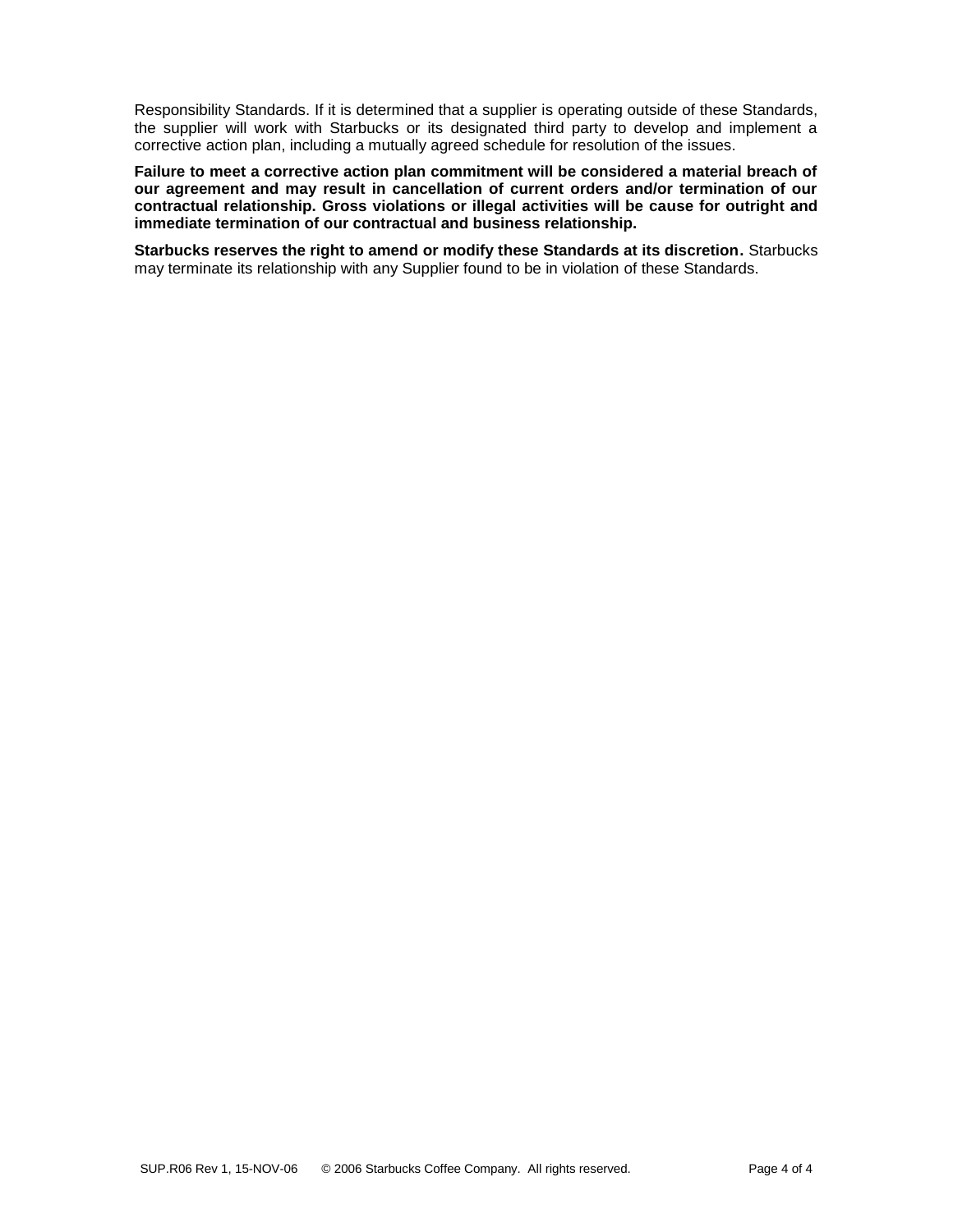Responsibility Standards. If it is determined that a supplier is operating outside of these Standards, the supplier will work with Starbucks or its designated third party to develop and implement a corrective action plan, including a mutually agreed schedule for resolution of the issues.

**Failure to meet a corrective action plan commitment will be considered a material breach of our agreement and may result in cancellation of current orders and/or termination of our contractual relationship. Gross violations or illegal activities will be cause for outright and immediate termination of our contractual and business relationship.**

**Starbucks reserves the right to amend or modify these Standards at its discretion.** Starbucks may terminate its relationship with any Supplier found to be in violation of these Standards.